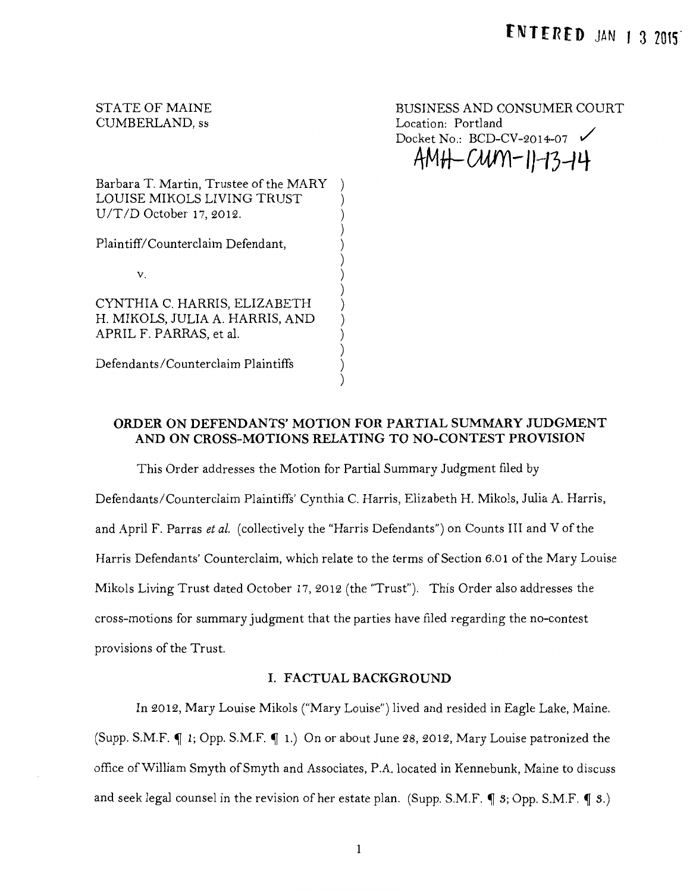**ENTERED** JAN 1 3 2015

STATE OF MAINE
CUMBERLAND, ss

BUSINESS AND CONSUMER COURT
Location: Portland
Docket No.: BCD-CV-2014-07 ✓
AMH-CUM-11-13-14

Barbara T. Martin, Trustee of the MARY LOUISE MIKOLS LIVING TRUST U/T/D October 17, 2012.

Plaintiff/Counterclaim Defendant,

v.

CYNTHIA C. HARRIS, ELIZABETH H. MIKOLS, JULIA A. HARRIS, AND APRIL F. PARRAS, et al.

Defendants/Counterclaim Plaintiffs

## ORDER ON DEFENDANTS' MOTION FOR PARTIAL SUMMARY JUDGMENT AND ON CROSS-MOTIONS RELATING TO NO-CONTEST PROVISION

This Order addresses the Motion for Partial Summary Judgment filed by Defendants/Counterclaim Plaintiffs' Cynthia C. Harris, Elizabeth H. Mikols, Julia A. Harris, and April F. Parras *et al.* (collectively the "Harris Defendants") on Counts III and V of the Harris Defendants' Counterclaim, which relate to the terms of Section 6.01 of the Mary Louise Mikols Living Trust dated October 17, 2012 (the "Trust"). This Order also addresses the cross-motions for summary judgment that the parties have filed regarding the no-contest provisions of the Trust.

### I. FACTUAL BACKGROUND

In 2012, Mary Louise Mikols ("Mary Louise") lived and resided in Eagle Lake, Maine. (Supp. S.M.F. ¶ 1; Opp. S.M.F. ¶ 1.) On or about June 28, 2012, Mary Louise patronized the office of William Smyth of Smyth and Associates, P.A. located in Kennebunk, Maine to discuss and seek legal counsel in the revision of her estate plan. (Supp. S.M.F. ¶ 3; Opp. S.M.F. ¶ 3.)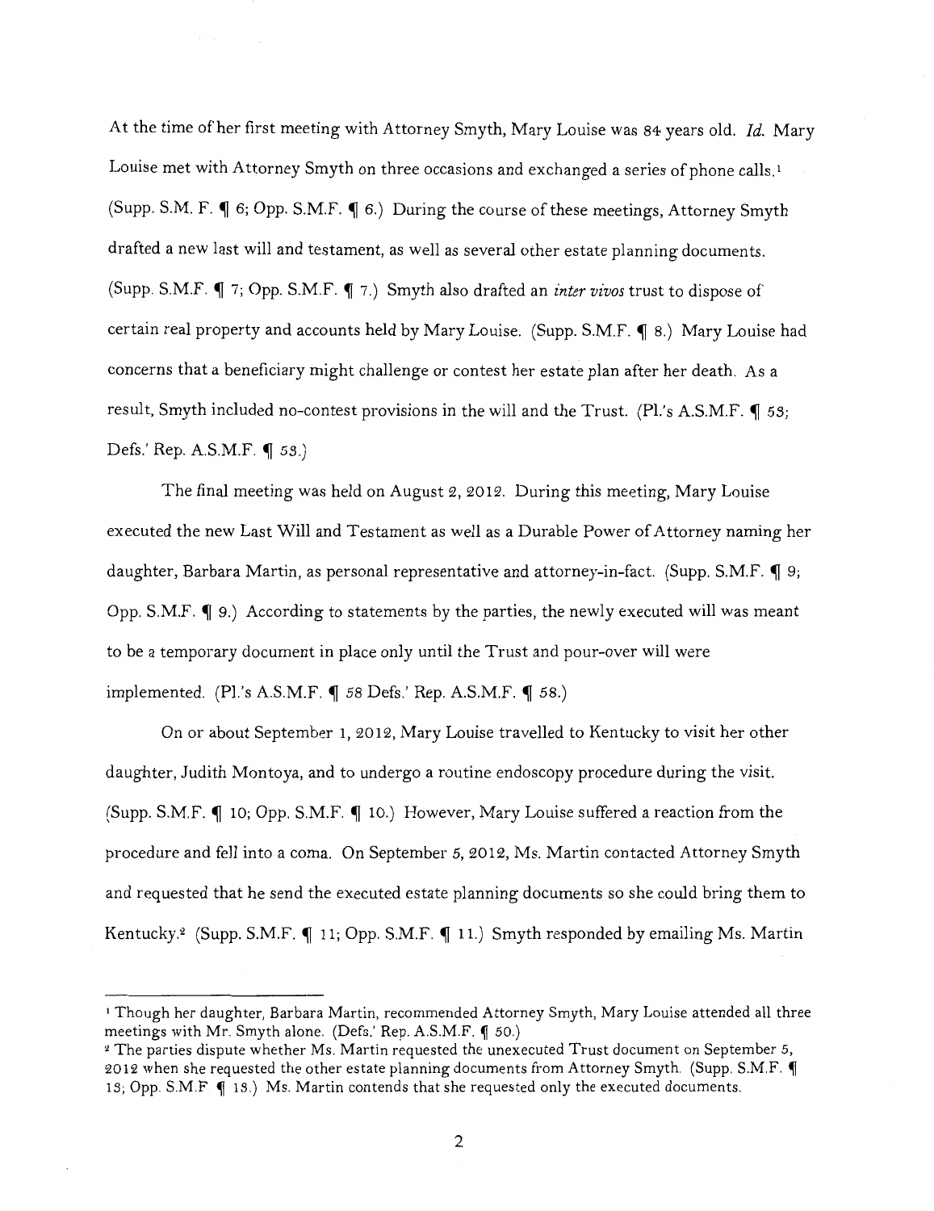At the time of her first meeting with Attorney Smyth, Mary Louise was 84 years old. *Id.* Mary Louise met with Attorney Smyth on three occasions and exchanged a series of phone calls.[1] (Supp. S.M. F. ¶ 6; Opp. S.M.F. ¶ 6.) During the course of these meetings, Attorney Smyth drafted a new last will and testament, as well as several other estate planning documents. (Supp. S.M.F. ¶ 7; Opp. S.M.F. ¶ 7.) Smyth also drafted an *inter vivos* trust to dispose of certain real property and accounts held by Mary Louise. (Supp. S.M.F. ¶ 8.) Mary Louise had concerns that a beneficiary might challenge or contest her estate plan after her death. As a result, Smyth included no-contest provisions in the will and the Trust. (Pl.'s A.S.M.F. ¶ 53; Defs.' Rep. A.S.M.F. ¶ 53.)

The final meeting was held on August 2, 2012. During this meeting, Mary Louise executed the new Last Will and Testament as well as a Durable Power of Attorney naming her daughter, Barbara Martin, as personal representative and attorney-in-fact. (Supp. S.M.F. ¶ 9; Opp. S.M.F. ¶ 9.) According to statements by the parties, the newly executed will was meant to be a temporary document in place only until the Trust and pour-over will were implemented. (Pl.'s A.S.M.F. ¶ 58 Defs.' Rep. A.S.M.F. ¶ 58.)

On or about September 1, 2012, Mary Louise travelled to Kentucky to visit her other daughter, Judith Montoya, and to undergo a routine endoscopy procedure during the visit. (Supp. S.M.F. ¶ 10; Opp. S.M.F. ¶ 10.) However, Mary Louise suffered a reaction from the procedure and fell into a coma. On September 5, 2012, Ms. Martin contacted Attorney Smyth and requested that he send the executed estate planning documents so she could bring them to Kentucky.[2] (Supp. S.M.F. ¶ 11; Opp. S.M.F. ¶ 11.) Smyth responded by emailing Ms. Martin

---

[1] Though her daughter, Barbara Martin, recommended Attorney Smyth, Mary Louise attended all three meetings with Mr. Smyth alone. (Defs.' Rep. A.S.M.F. ¶ 50.)

[2] The parties dispute whether Ms. Martin requested the unexecuted Trust document on September 5, 2012 when she requested the other estate planning documents from Attorney Smyth. (Supp. S.M.F. ¶ 13; Opp. S.M.F ¶ 13.) Ms. Martin contends that she requested only the executed documents.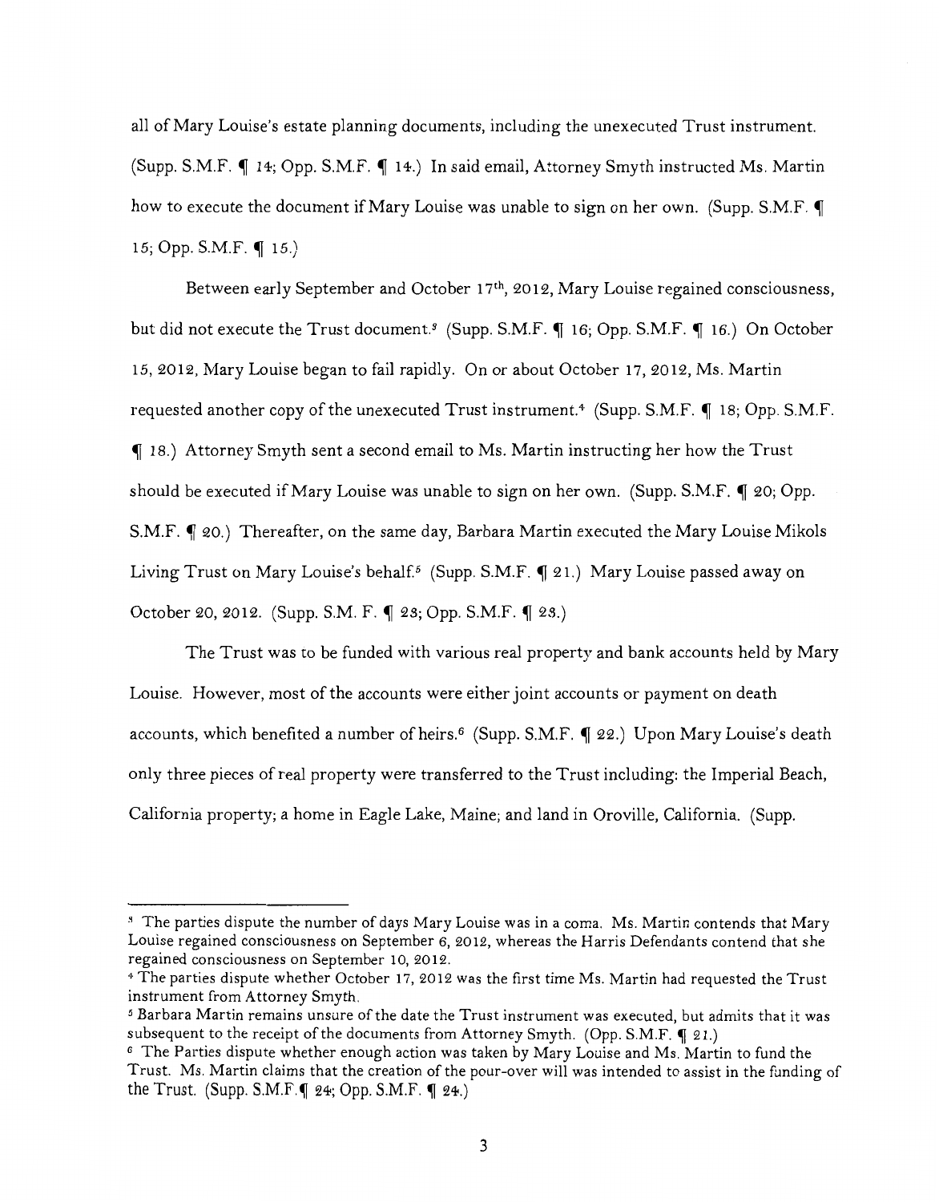all of Mary Louise's estate planning documents, including the unexecuted Trust instrument. (Supp. S.M.F. ¶ 14; Opp. S.M.F. ¶ 14.) In said email, Attorney Smyth instructed Ms. Martin how to execute the document if Mary Louise was unable to sign on her own. (Supp. S.M.F. ¶ 15; Opp. S.M.F. ¶ 15.)

Between early September and October 17th, 2012, Mary Louise regained consciousness, but did not execute the Trust document.[3] (Supp. S.M.F. ¶ 16; Opp. S.M.F. ¶ 16.) On October 15, 2012, Mary Louise began to fail rapidly. On or about October 17, 2012, Ms. Martin requested another copy of the unexecuted Trust instrument.[4] (Supp. S.M.F. ¶ 18; Opp. S.M.F. ¶ 18.) Attorney Smyth sent a second email to Ms. Martin instructing her how the Trust should be executed if Mary Louise was unable to sign on her own. (Supp. S.M.F. ¶ 20; Opp. S.M.F. ¶ 20.) Thereafter, on the same day, Barbara Martin executed the Mary Louise Mikols Living Trust on Mary Louise's behalf.[5] (Supp. S.M.F. ¶ 21.) Mary Louise passed away on October 20, 2012. (Supp. S.M. F. ¶ 23; Opp. S.M.F. ¶ 23.)

The Trust was to be funded with various real property and bank accounts held by Mary Louise. However, most of the accounts were either joint accounts or payment on death accounts, which benefited a number of heirs.[6] (Supp. S.M.F. ¶ 22.) Upon Mary Louise's death only three pieces of real property were transferred to the Trust including: the Imperial Beach, California property; a home in Eagle Lake, Maine; and land in Oroville, California. (Supp.

---

[3] The parties dispute the number of days Mary Louise was in a coma. Ms. Martin contends that Mary Louise regained consciousness on September 6, 2012, whereas the Harris Defendants contend that she regained consciousness on September 10, 2012.

[4] The parties dispute whether October 17, 2012 was the first time Ms. Martin had requested the Trust instrument from Attorney Smyth.

[5] Barbara Martin remains unsure of the date the Trust instrument was executed, but admits that it was subsequent to the receipt of the documents from Attorney Smyth. (Opp. S.M.F. ¶ 21.)

[6] The Parties dispute whether enough action was taken by Mary Louise and Ms. Martin to fund the Trust. Ms. Martin claims that the creation of the pour-over will was intended to assist in the funding of the Trust. (Supp. S.M.F. ¶ 24; Opp. S.M.F. ¶ 24.)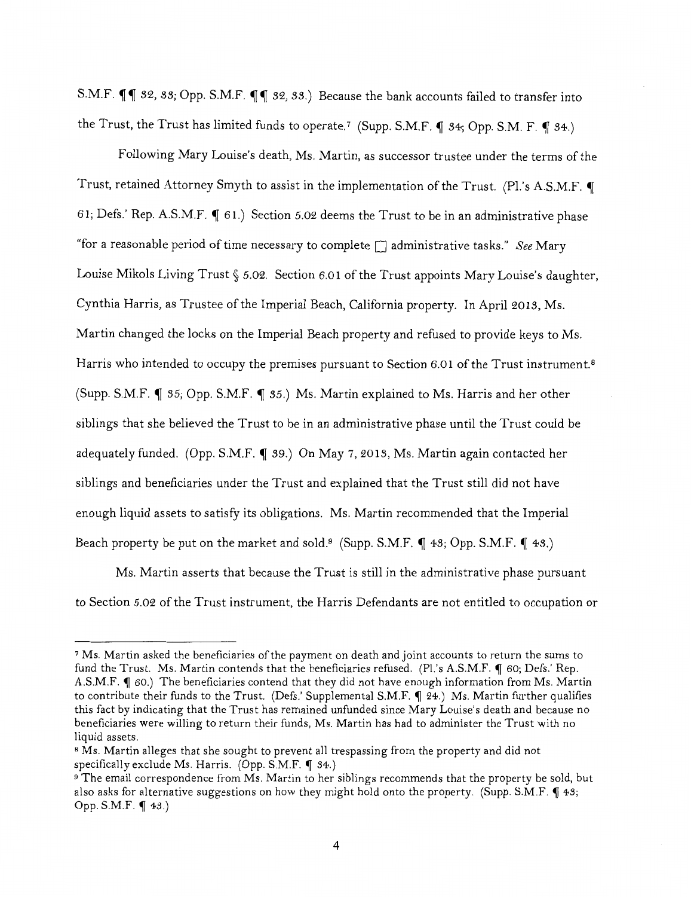S.M.F. ¶¶ 32, 33; Opp. S.M.F. ¶¶ 32, 33.) Because the bank accounts failed to transfer into the Trust, the Trust has limited funds to operate.[7] (Supp. S.M.F. ¶ 34; Opp. S.M. F. ¶ 34.)

Following Mary Louise's death, Ms. Martin, as successor trustee under the terms of the Trust, retained Attorney Smyth to assist in the implementation of the Trust. (Pl.'s A.S.M.F. ¶ 61; Defs.' Rep. A.S.M.F. ¶ 61.) Section 5.02 deems the Trust to be in an administrative phase "for a reasonable period of time necessary to complete [] administrative tasks." *See* Mary Louise Mikols Living Trust § 5.02. Section 6.01 of the Trust appoints Mary Louise's daughter, Cynthia Harris, as Trustee of the Imperial Beach, California property. In April 2013, Ms. Martin changed the locks on the Imperial Beach property and refused to provide keys to Ms. Harris who intended to occupy the premises pursuant to Section 6.01 of the Trust instrument.[8] (Supp. S.M.F. ¶ 35; Opp. S.M.F. ¶ 35.) Ms. Martin explained to Ms. Harris and her other siblings that she believed the Trust to be in an administrative phase until the Trust could be adequately funded. (Opp. S.M.F. ¶ 39.) On May 7, 2013, Ms. Martin again contacted her siblings and beneficiaries under the Trust and explained that the Trust still did not have enough liquid assets to satisfy its obligations. Ms. Martin recommended that the Imperial Beach property be put on the market and sold.[9] (Supp. S.M.F. ¶ 43; Opp. S.M.F. ¶ 43.)

Ms. Martin asserts that because the Trust is still in the administrative phase pursuant to Section 5.02 of the Trust instrument, the Harris Defendants are not entitled to occupation or

---

[7] Ms. Martin asked the beneficiaries of the payment on death and joint accounts to return the sums to fund the Trust. Ms. Martin contends that the beneficiaries refused. (Pl.'s A.S.M.F. ¶ 60; Defs.' Rep. A.S.M.F. ¶ 60.) The beneficiaries contend that they did not have enough information from Ms. Martin to contribute their funds to the Trust. (Defs.' Supplemental S.M.F. ¶ 24.) Ms. Martin further qualifies this fact by indicating that the Trust has remained unfunded since Mary Louise's death and because no beneficiaries were willing to return their funds, Ms. Martin has had to administer the Trust with no liquid assets.

[8] Ms. Martin alleges that she sought to prevent all trespassing from the property and did not specifically exclude Ms. Harris. (Opp. S.M.F. ¶ 34.)

[9] The email correspondence from Ms. Martin to her siblings recommends that the property be sold, but also asks for alternative suggestions on how they might hold onto the property. (Supp. S.M.F. ¶ 43; Opp. S.M.F. ¶ 43.)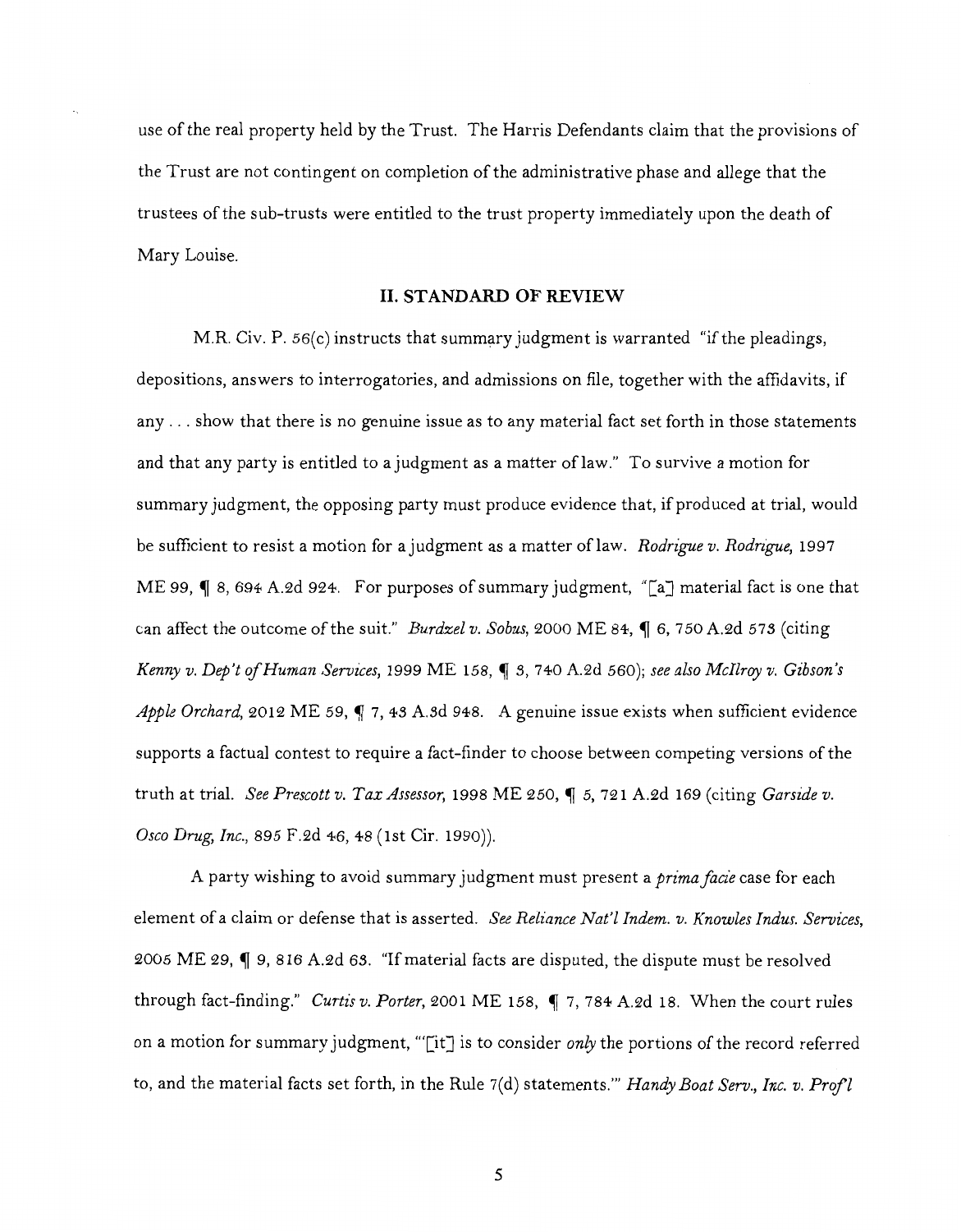use of the real property held by the Trust. The Harris Defendants claim that the provisions of the Trust are not contingent on completion of the administrative phase and allege that the trustees of the sub-trusts were entitled to the trust property immediately upon the death of Mary Louise.

## II. STANDARD OF REVIEW

M.R. Civ. P. 56(c) instructs that summary judgment is warranted "if the pleadings, depositions, answers to interrogatories, and admissions on file, together with the affidavits, if any . . . show that there is no genuine issue as to any material fact set forth in those statements and that any party is entitled to a judgment as a matter of law." To survive a motion for summary judgment, the opposing party must produce evidence that, if produced at trial, would be sufficient to resist a motion for a judgment as a matter of law. *Rodrigue v. Rodrigue*, 1997 ME 99, ¶ 8, 694 A.2d 924. For purposes of summary judgment, "[a] material fact is one that can affect the outcome of the suit." *Burdzel v. Sobus*, 2000 ME 84, ¶ 6, 750 A.2d 573 (citing *Kenny v. Dep't of Human Services*, 1999 ME 158, ¶ 3, 740 A.2d 560); *see also McIlroy v. Gibson's Apple Orchard*, 2012 ME 59, ¶ 7, 43 A.3d 948. A genuine issue exists when sufficient evidence supports a factual contest to require a fact-finder to choose between competing versions of the truth at trial. *See Prescott v. Tax Assessor*, 1998 ME 250, ¶ 5, 721 A.2d 169 (citing *Garside v. Osco Drug, Inc.*, 895 F.2d 46, 48 (1st Cir. 1990)).

A party wishing to avoid summary judgment must present a *prima facie* case for each element of a claim or defense that is asserted. *See Reliance Nat'l Indem. v. Knowles Indus. Services*, 2005 ME 29, ¶ 9, 816 A.2d 63. "If material facts are disputed, the dispute must be resolved through fact-finding." *Curtis v. Porter*, 2001 ME 158, ¶ 7, 784 A.2d 18. When the court rules on a motion for summary judgment, "'[it] is to consider *only* the portions of the record referred to, and the material facts set forth, in the Rule 7(d) statements.'" *Handy Boat Serv., Inc. v. Prof'l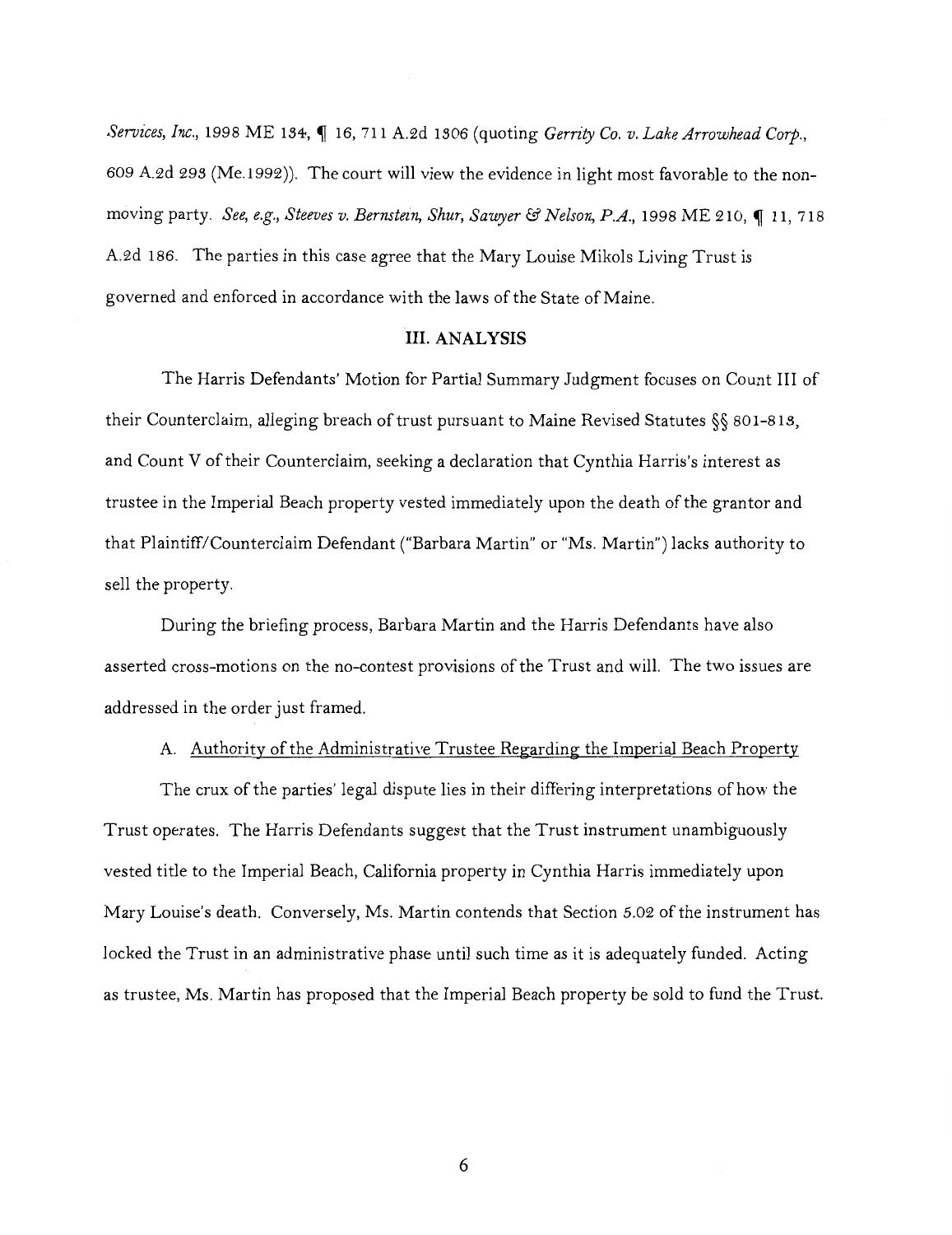*Services, Inc.*, 1998 ME 134, ¶ 16, 711 A.2d 1306 (quoting *Gerrity Co. v. Lake Arrowhead Corp.*, 609 A.2d 293 (Me.1992)). The court will view the evidence in light most favorable to the non-moving party. *See, e.g., Steeves v. Bernstein, Shur, Sawyer & Nelson, P.A.*, 1998 ME 210, ¶ 11, 718 A.2d 186. The parties in this case agree that the Mary Louise Mikols Living Trust is governed and enforced in accordance with the laws of the State of Maine.

## III. ANALYSIS

The Harris Defendants' Motion for Partial Summary Judgment focuses on Count III of their Counterclaim, alleging breach of trust pursuant to Maine Revised Statutes §§ 801-813, and Count V of their Counterclaim, seeking a declaration that Cynthia Harris's interest as trustee in the Imperial Beach property vested immediately upon the death of the grantor and that Plaintiff/Counterclaim Defendant ("Barbara Martin" or "Ms. Martin") lacks authority to sell the property.

During the briefing process, Barbara Martin and the Harris Defendants have also asserted cross-motions on the no-contest provisions of the Trust and will. The two issues are addressed in the order just framed.

### A. Authority of the Administrative Trustee Regarding the Imperial Beach Property

The crux of the parties' legal dispute lies in their differing interpretations of how the Trust operates. The Harris Defendants suggest that the Trust instrument unambiguously vested title to the Imperial Beach, California property in Cynthia Harris immediately upon Mary Louise's death. Conversely, Ms. Martin contends that Section 5.02 of the instrument has locked the Trust in an administrative phase until such time as it is adequately funded. Acting as trustee, Ms. Martin has proposed that the Imperial Beach property be sold to fund the Trust.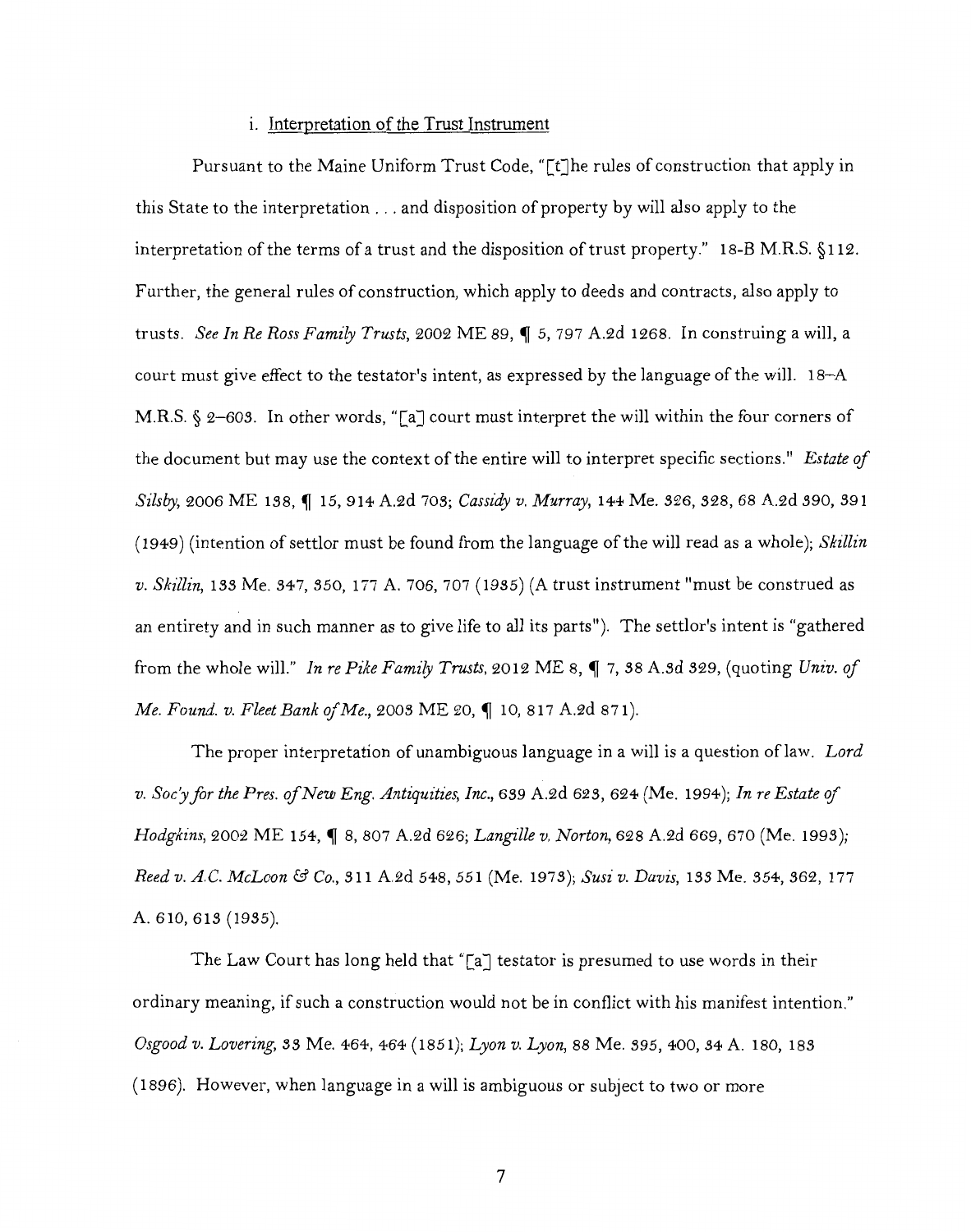### i. Interpretation of the Trust Instrument

Pursuant to the Maine Uniform Trust Code, "[t]he rules of construction that apply in this State to the interpretation . . . and disposition of property by will also apply to the interpretation of the terms of a trust and the disposition of trust property." 18-B M.R.S. §112. Further, the general rules of construction, which apply to deeds and contracts, also apply to trusts. *See In Re Ross Family Trusts*, 2002 ME 89, ¶ 5, 797 A.2d 1268. In construing a will, a court must give effect to the testator's intent, as expressed by the language of the will. 18–A M.R.S. § 2–603. In other words, "[a] court must interpret the will within the four corners of the document but may use the context of the entire will to interpret specific sections." *Estate of Silsby*, 2006 ME 138, ¶ 15, 914 A.2d 703; *Cassidy v. Murray*, 144 Me. 326, 328, 68 A.2d 390, 391 (1949) (intention of settlor must be found from the language of the will read as a whole); *Skillin v. Skillin*, 133 Me. 347, 350, 177 A. 706, 707 (1935) (A trust instrument "must be construed as an entirety and in such manner as to give life to all its parts"). The settlor's intent is "gathered from the whole will." *In re Pike Family Trusts*, 2012 ME 8, ¶ 7, 38 A.3d 329, (quoting *Univ. of Me. Found. v. Fleet Bank of Me.*, 2003 ME 20, ¶ 10, 817 A.2d 871).

The proper interpretation of unambiguous language in a will is a question of law. *Lord v. Soc'y for the Pres. of New Eng. Antiquities, Inc.*, 639 A.2d 623, 624 (Me. 1994); *In re Estate of Hodgkins*, 2002 ME 154, ¶ 8, 807 A.2d 626; *Langille v. Norton*, 628 A.2d 669, 670 (Me. 1993); *Reed v. A.C. McLoon & Co.*, 311 A.2d 548, 551 (Me. 1973); *Susi v. Davis*, 133 Me. 354, 362, 177 A. 610, 613 (1935).

The Law Court has long held that "[a] testator is presumed to use words in their ordinary meaning, if such a construction would not be in conflict with his manifest intention." *Osgood v. Lovering*, 33 Me. 464, 464 (1851); *Lyon v. Lyon*, 88 Me. 395, 400, 34 A. 180, 183 (1896). However, when language in a will is ambiguous or subject to two or more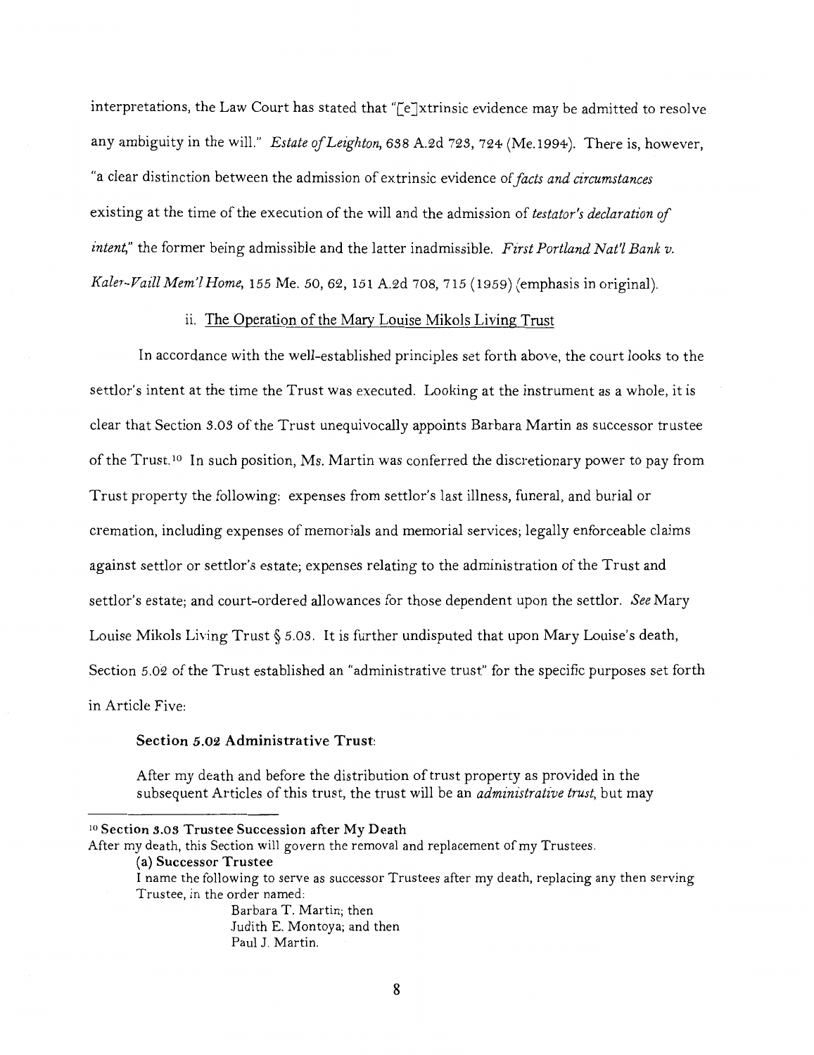interpretations, the Law Court has stated that "[e]xtrinsic evidence may be admitted to resolve any ambiguity in the will." *Estate of Leighton*, 638 A.2d 723, 724 (Me.1994). There is, however, "a clear distinction between the admission of extrinsic evidence of *facts and circumstances* existing at the time of the execution of the will and the admission of *testator's declaration of intent*," the former being admissible and the latter inadmissible. *First Portland Nat'l Bank v. Kaler-Vaill Mem'l Home*, 155 Me. 50, 62, 151 A.2d 708, 715 (1959) (emphasis in original).

ii. <u>The Operation of the Mary Louise Mikols Living Trust</u>

In accordance with the well-established principles set forth above, the court looks to the settlor's intent at the time the Trust was executed. Looking at the instrument as a whole, it is clear that Section 3.03 of the Trust unequivocally appoints Barbara Martin as successor trustee of the Trust.[10] In such position, Ms. Martin was conferred the discretionary power to pay from Trust property the following: expenses from settlor's last illness, funeral, and burial or cremation, including expenses of memorials and memorial services; legally enforceable claims against settlor or settlor's estate; expenses relating to the administration of the Trust and settlor's estate; and court-ordered allowances for those dependent upon the settlor. *See* Mary Louise Mikols Living Trust § 5.03. It is further undisputed that upon Mary Louise's death, Section 5.02 of the Trust established an "administrative trust" for the specific purposes set forth in Article Five:

> **Section 5.02 Administrative Trust:**
>
> After my death and before the distribution of trust property as provided in the subsequent Articles of this trust, the trust will be an *administrative trust*, but may

---

[10] **Section 3.03 Trustee Succession after My Death**
After my death, this Section will govern the removal and replacement of my Trustees.

> **(a) Successor Trustee**
> I name the following to serve as successor Trustees after my death, replacing any then serving Trustee, in the order named:
>
> Barbara T. Martin; then
> Judith E. Montoya; and then
> Paul J. Martin.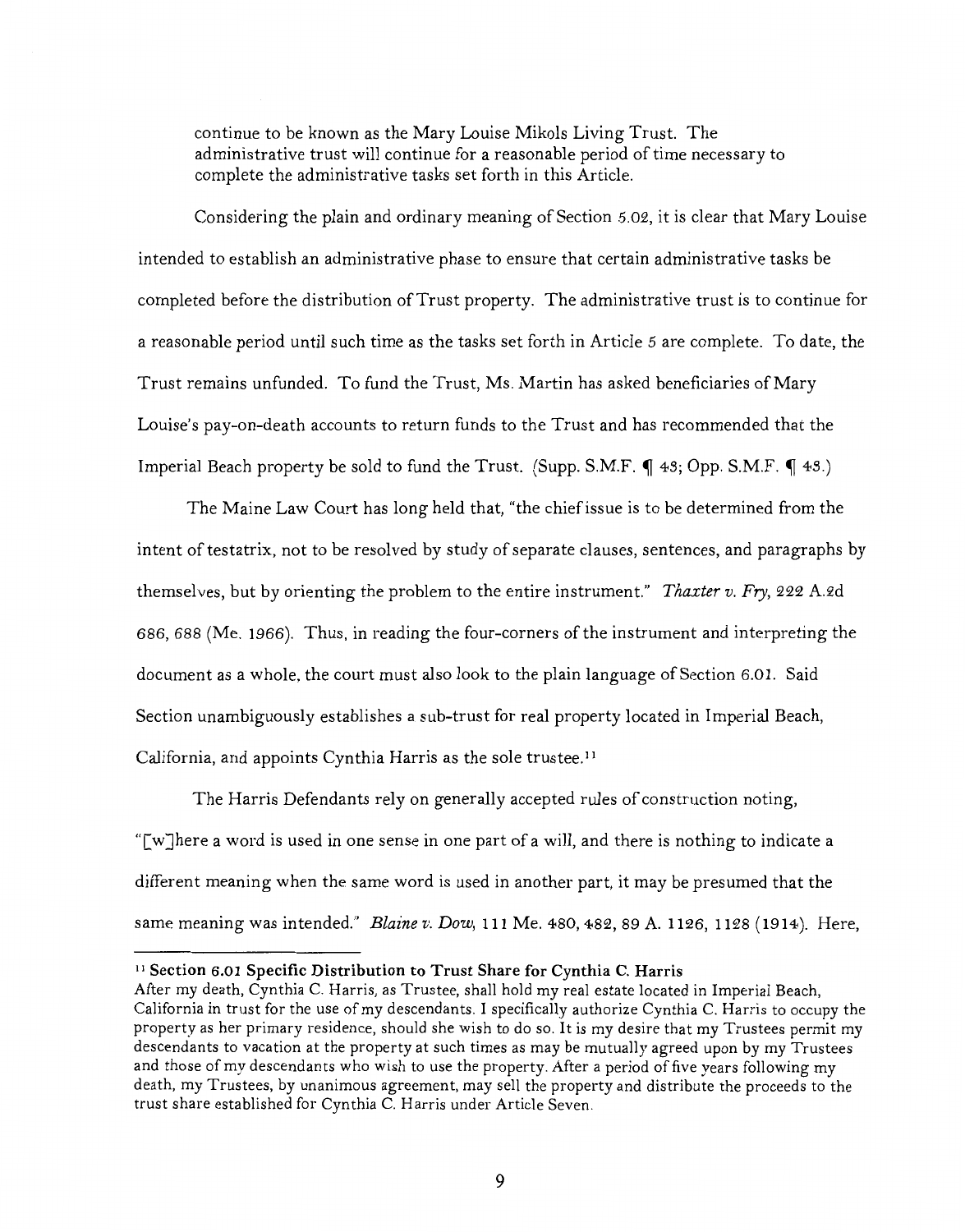> continue to be known as the Mary Louise Mikols Living Trust. The administrative trust will continue for a reasonable period of time necessary to complete the administrative tasks set forth in this Article.

Considering the plain and ordinary meaning of Section 5.02, it is clear that Mary Louise intended to establish an administrative phase to ensure that certain administrative tasks be completed before the distribution of Trust property. The administrative trust is to continue for a reasonable period until such time as the tasks set forth in Article 5 are complete. To date, the Trust remains unfunded. To fund the Trust, Ms. Martin has asked beneficiaries of Mary Louise's pay-on-death accounts to return funds to the Trust and has recommended that the Imperial Beach property be sold to fund the Trust. (Supp. S.M.F. ¶ 43; Opp. S.M.F. ¶ 43.)

The Maine Law Court has long held that, "the chief issue is to be determined from the intent of testatrix, not to be resolved by study of separate clauses, sentences, and paragraphs by themselves, but by orienting the problem to the entire instrument." *Thaxter v. Fry*, 222 A.2d 686, 688 (Me. 1966). Thus, in reading the four-corners of the instrument and interpreting the document as a whole, the court must also look to the plain language of Section 6.01. Said Section unambiguously establishes a sub-trust for real property located in Imperial Beach, California, and appoints Cynthia Harris as the sole trustee.[11]

The Harris Defendants rely on generally accepted rules of construction noting, "[w]here a word is used in one sense in one part of a will, and there is nothing to indicate a different meaning when the same word is used in another part, it may be presumed that the same meaning was intended." *Blaine v. Dow*, 111 Me. 480, 482, 89 A. 1126, 1128 (1914). Here,

---

[11] **Section 6.01 Specific Distribution to Trust Share for Cynthia C. Harris**
After my death, Cynthia C. Harris, as Trustee, shall hold my real estate located in Imperial Beach, California in trust for the use of my descendants. I specifically authorize Cynthia C. Harris to occupy the property as her primary residence, should she wish to do so. It is my desire that my Trustees permit my descendants to vacation at the property at such times as may be mutually agreed upon by my Trustees and those of my descendants who wish to use the property. After a period of five years following my death, my Trustees, by unanimous agreement, may sell the property and distribute the proceeds to the trust share established for Cynthia C. Harris under Article Seven.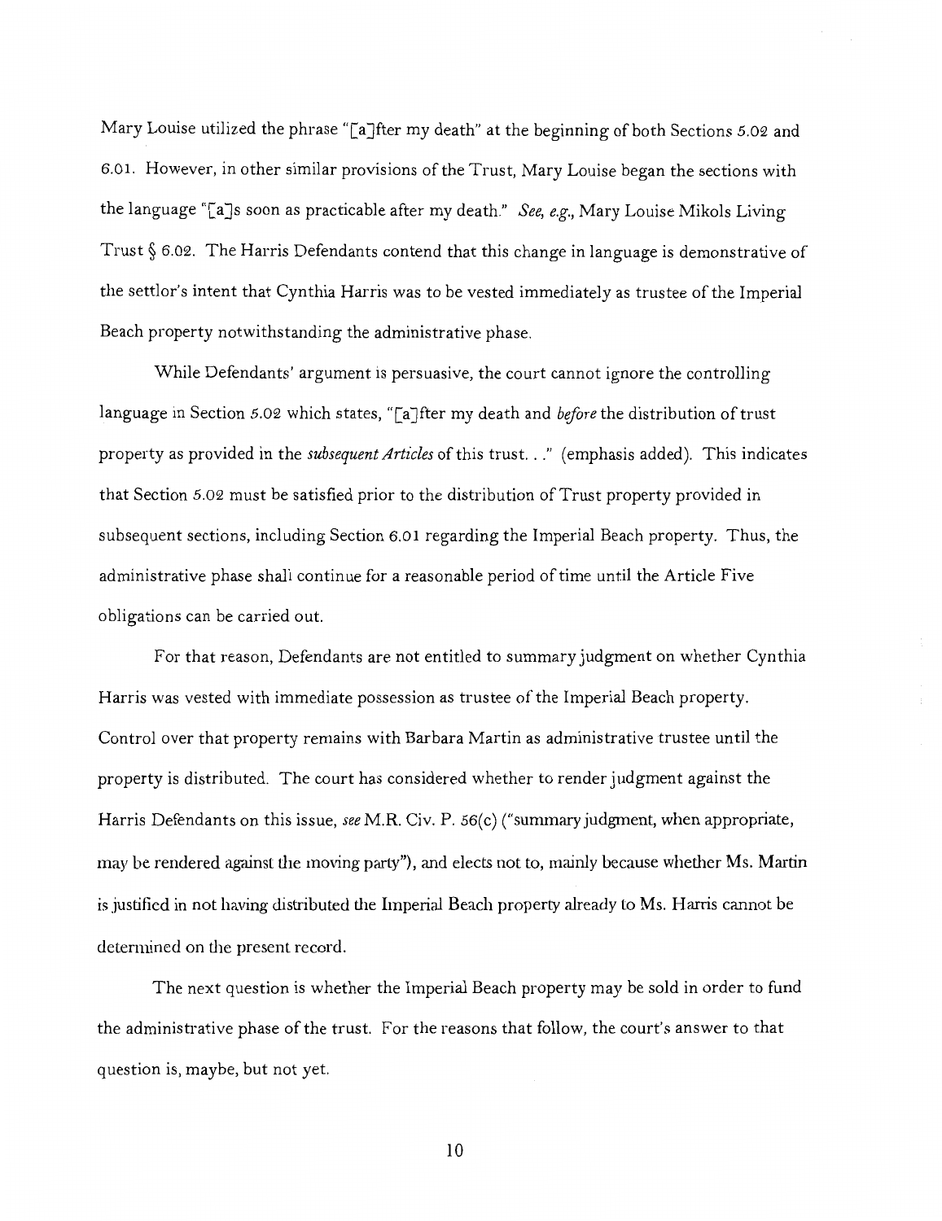Mary Louise utilized the phrase "[a]fter my death" at the beginning of both Sections 5.02 and 6.01. However, in other similar provisions of the Trust, Mary Louise began the sections with the language "[a]s soon as practicable after my death." *See, e.g.*, Mary Louise Mikols Living Trust § 6.02. The Harris Defendants contend that this change in language is demonstrative of the settlor's intent that Cynthia Harris was to be vested immediately as trustee of the Imperial Beach property notwithstanding the administrative phase.

While Defendants' argument is persuasive, the court cannot ignore the controlling language in Section 5.02 which states, "[a]fter my death and *before* the distribution of trust property as provided in the *subsequent Articles* of this trust. . ." (emphasis added). This indicates that Section 5.02 must be satisfied prior to the distribution of Trust property provided in subsequent sections, including Section 6.01 regarding the Imperial Beach property. Thus, the administrative phase shall continue for a reasonable period of time until the Article Five obligations can be carried out.

For that reason, Defendants are not entitled to summary judgment on whether Cynthia Harris was vested with immediate possession as trustee of the Imperial Beach property. Control over that property remains with Barbara Martin as administrative trustee until the property is distributed. The court has considered whether to render judgment against the Harris Defendants on this issue, *see* M.R. Civ. P. 56(c) ("summary judgment, when appropriate, may be rendered against the moving party"), and elects not to, mainly because whether Ms. Martin is justified in not having distributed the Imperial Beach property already to Ms. Harris cannot be determined on the present record.

The next question is whether the Imperial Beach property may be sold in order to fund the administrative phase of the trust. For the reasons that follow, the court's answer to that question is, maybe, but not yet.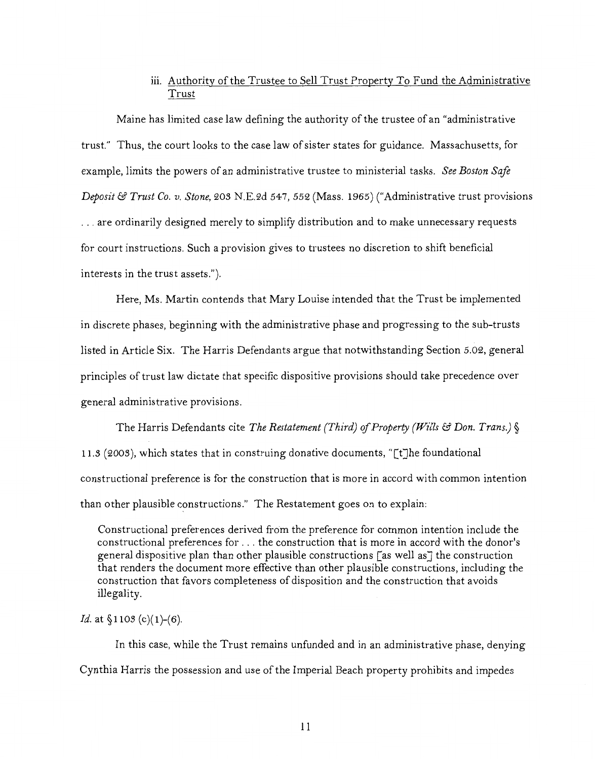### iii. Authority of the Trustee to Sell Trust Property To Fund the Administrative Trust

Maine has limited case law defining the authority of the trustee of an "administrative trust." Thus, the court looks to the case law of sister states for guidance. Massachusetts, for example, limits the powers of an administrative trustee to ministerial tasks. *See Boston Safe Deposit & Trust Co. v. Stone*, 203 N.E.2d 547, 552 (Mass. 1965) ("Administrative trust provisions . . . are ordinarily designed merely to simplify distribution and to make unnecessary requests for court instructions. Such a provision gives to trustees no discretion to shift beneficial interests in the trust assets.").

Here, Ms. Martin contends that Mary Louise intended that the Trust be implemented in discrete phases, beginning with the administrative phase and progressing to the sub-trusts listed in Article Six. The Harris Defendants argue that notwithstanding Section 5.02, general principles of trust law dictate that specific dispositive provisions should take precedence over general administrative provisions.

The Harris Defendants cite *The Restatement (Third) of Property (Wills & Don. Trans.)* § 11.3 (2003), which states that in construing donative documents, "[t]he foundational constructional preference is for the construction that is more in accord with common intention than other plausible constructions." The Restatement goes on to explain:

> Constructional preferences derived from the preference for common intention include the constructional preferences for . . . the construction that is more in accord with the donor's general dispositive plan than other plausible constructions [as well as] the construction that renders the document more effective than other plausible constructions, including the construction that favors completeness of disposition and the construction that avoids illegality.

*Id.* at §1103 (c)(1)-(6).

In this case, while the Trust remains unfunded and in an administrative phase, denying Cynthia Harris the possession and use of the Imperial Beach property prohibits and impedes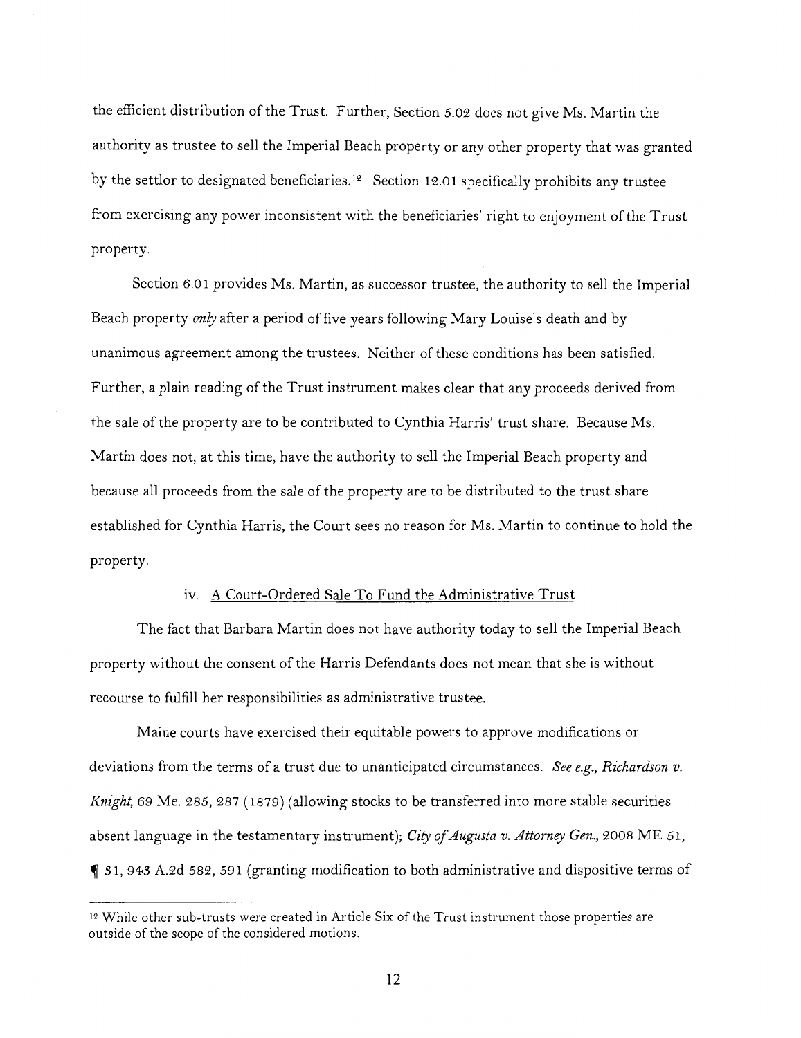the efficient distribution of the Trust. Further, Section 5.02 does not give Ms. Martin the authority as trustee to sell the Imperial Beach property or any other property that was granted by the settlor to designated beneficiaries.[12] Section 12.01 specifically prohibits any trustee from exercising any power inconsistent with the beneficiaries' right to enjoyment of the Trust property.

Section 6.01 provides Ms. Martin, as successor trustee, the authority to sell the Imperial Beach property *only* after a period of five years following Mary Louise's death and by unanimous agreement among the trustees. Neither of these conditions has been satisfied. Further, a plain reading of the Trust instrument makes clear that any proceeds derived from the sale of the property are to be contributed to Cynthia Harris' trust share. Because Ms. Martin does not, at this time, have the authority to sell the Imperial Beach property and because all proceeds from the sale of the property are to be distributed to the trust share established for Cynthia Harris, the Court sees no reason for Ms. Martin to continue to hold the property.

iv. <u>A Court-Ordered Sale To Fund the Administrative Trust</u>

The fact that Barbara Martin does not have authority today to sell the Imperial Beach property without the consent of the Harris Defendants does not mean that she is without recourse to fulfill her responsibilities as administrative trustee.

Maine courts have exercised their equitable powers to approve modifications or deviations from the terms of a trust due to unanticipated circumstances. *See e.g., Richardson v. Knight*, 69 Me. 285, 287 (1879) (allowing stocks to be transferred into more stable securities absent language in the testamentary instrument); *City of Augusta v. Attorney Gen.*, 2008 ME 51, ¶ 31, 943 A.2d 582, 591 (granting modification to both administrative and dispositive terms of

---

[12] While other sub-trusts were created in Article Six of the Trust instrument those properties are outside of the scope of the considered motions.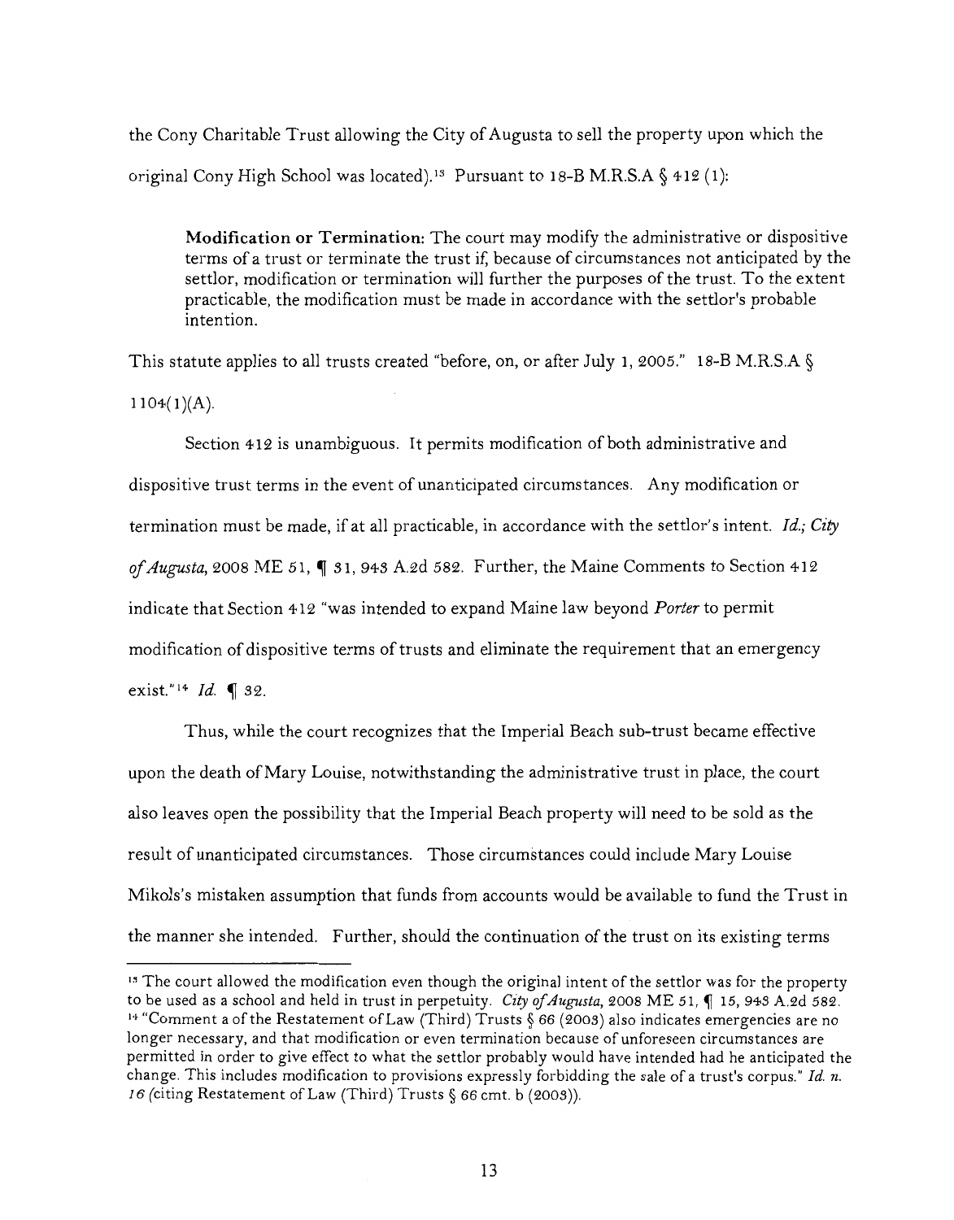the Cony Charitable Trust allowing the City of Augusta to sell the property upon which the original Cony High School was located).[13] Pursuant to 18-B M.R.S.A § 412 (1):

> **Modification or Termination:** The court may modify the administrative or dispositive terms of a trust or terminate the trust if, because of circumstances not anticipated by the settlor, modification or termination will further the purposes of the trust. To the extent practicable, the modification must be made in accordance with the settlor's probable intention.

This statute applies to all trusts created "before, on, or after July 1, 2005." 18-B M.R.S.A § 1104(1)(A).

Section 412 is unambiguous. It permits modification of both administrative and dispositive trust terms in the event of unanticipated circumstances. Any modification or termination must be made, if at all practicable, in accordance with the settlor's intent. *Id.; City of Augusta*, 2008 ME 51, ¶ 31, 943 A.2d 582. Further, the Maine Comments to Section 412 indicate that Section 412 "was intended to expand Maine law beyond *Porter* to permit modification of dispositive terms of trusts and eliminate the requirement that an emergency exist."[14] *Id.* ¶ 32.

Thus, while the court recognizes that the Imperial Beach sub-trust became effective upon the death of Mary Louise, notwithstanding the administrative trust in place, the court also leaves open the possibility that the Imperial Beach property will need to be sold as the result of unanticipated circumstances. Those circumstances could include Mary Louise Mikols's mistaken assumption that funds from accounts would be available to fund the Trust in the manner she intended. Further, should the continuation of the trust on its existing terms

---

[13] The court allowed the modification even though the original intent of the settlor was for the property to be used as a school and held in trust in perpetuity. *City of Augusta*, 2008 ME 51, ¶ 15, 943 A.2d 582.

[14] "Comment a of the Restatement of Law (Third) Trusts § 66 (2003) also indicates emergencies are no longer necessary, and that modification or even termination because of unforeseen circumstances are permitted in order to give effect to what the settlor probably would have intended had he anticipated the change. This includes modification to provisions expressly forbidding the sale of a trust's corpus." *Id. n. 16* (citing Restatement of Law (Third) Trusts § 66 cmt. b (2003)).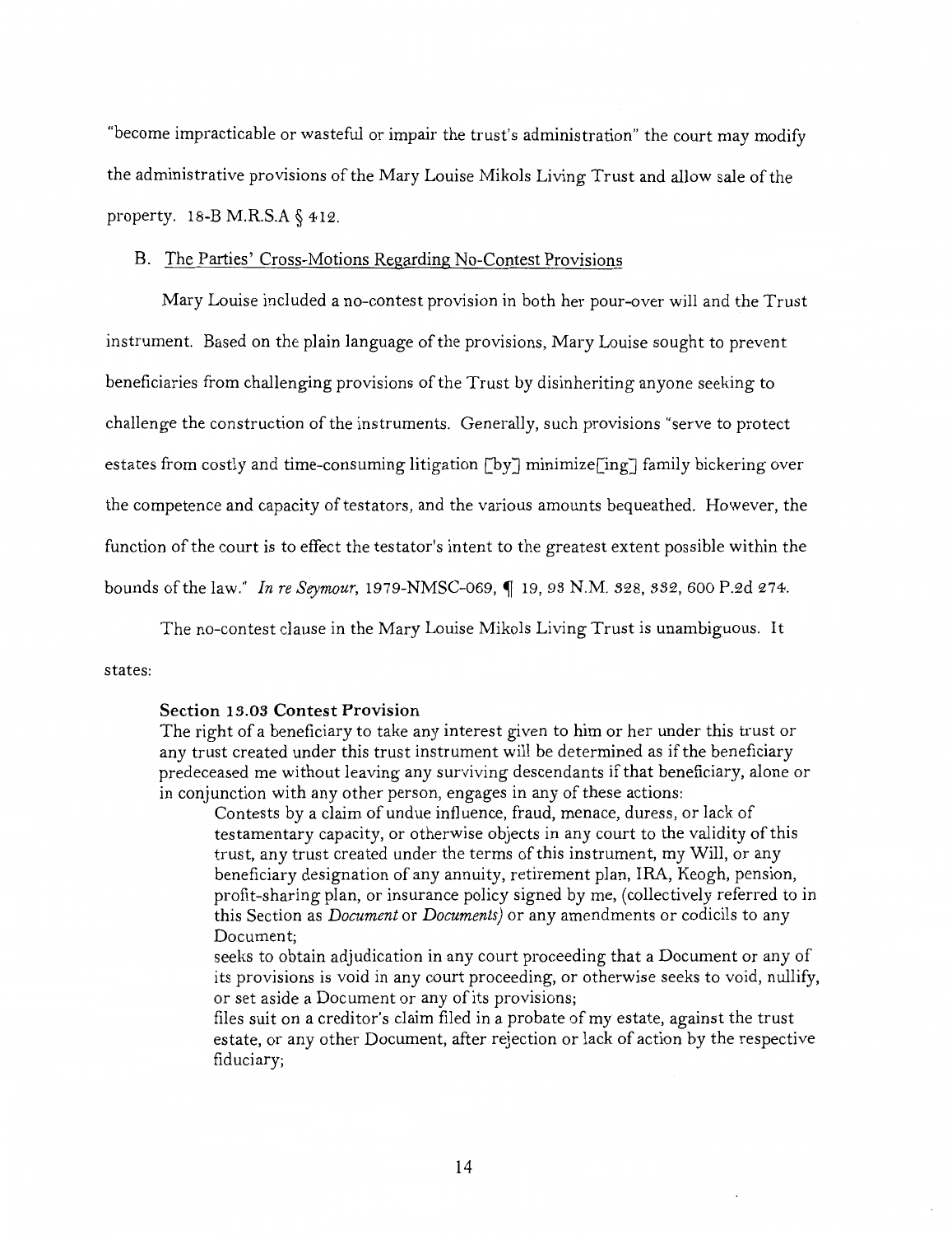"become impracticable or wasteful or impair the trust's administration" the court may modify the administrative provisions of the Mary Louise Mikols Living Trust and allow sale of the property. 18-B M.R.S.A § 412.

B. <u>The Parties' Cross-Motions Regarding No-Contest Provisions</u>

Mary Louise included a no-contest provision in both her pour-over will and the Trust instrument. Based on the plain language of the provisions, Mary Louise sought to prevent beneficiaries from challenging provisions of the Trust by disinheriting anyone seeking to challenge the construction of the instruments. Generally, such provisions "serve to protect estates from costly and time-consuming litigation [by] minimize[ing] family bickering over the competence and capacity of testators, and the various amounts bequeathed. However, the function of the court is to effect the testator's intent to the greatest extent possible within the bounds of the law." *In re Seymour*, 1979-NMSC-069, ¶ 19, 93 N.M. 328, 332, 600 P.2d 274.

The no-contest clause in the Mary Louise Mikols Living Trust is unambiguous. It states:

> **Section 13.03 Contest Provision**
> The right of a beneficiary to take any interest given to him or her under this trust or any trust created under this trust instrument will be determined as if the beneficiary predeceased me without leaving any surviving descendants if that beneficiary, alone or in conjunction with any other person, engages in any of these actions:
>
> Contests by a claim of undue influence, fraud, menace, duress, or lack of testamentary capacity, or otherwise objects in any court to the validity of this trust, any trust created under the terms of this instrument, my Will, or any beneficiary designation of any annuity, retirement plan, IRA, Keogh, pension, profit-sharing plan, or insurance policy signed by me, (collectively referred to in this Section as *Document* or *Documents)* or any amendments or codicils to any Document;
>
> seeks to obtain adjudication in any court proceeding that a Document or any of its provisions is void in any court proceeding, or otherwise seeks to void, nullify, or set aside a Document or any of its provisions;
>
> files suit on a creditor's claim filed in a probate of my estate, against the trust estate, or any other Document, after rejection or lack of action by the respective fiduciary;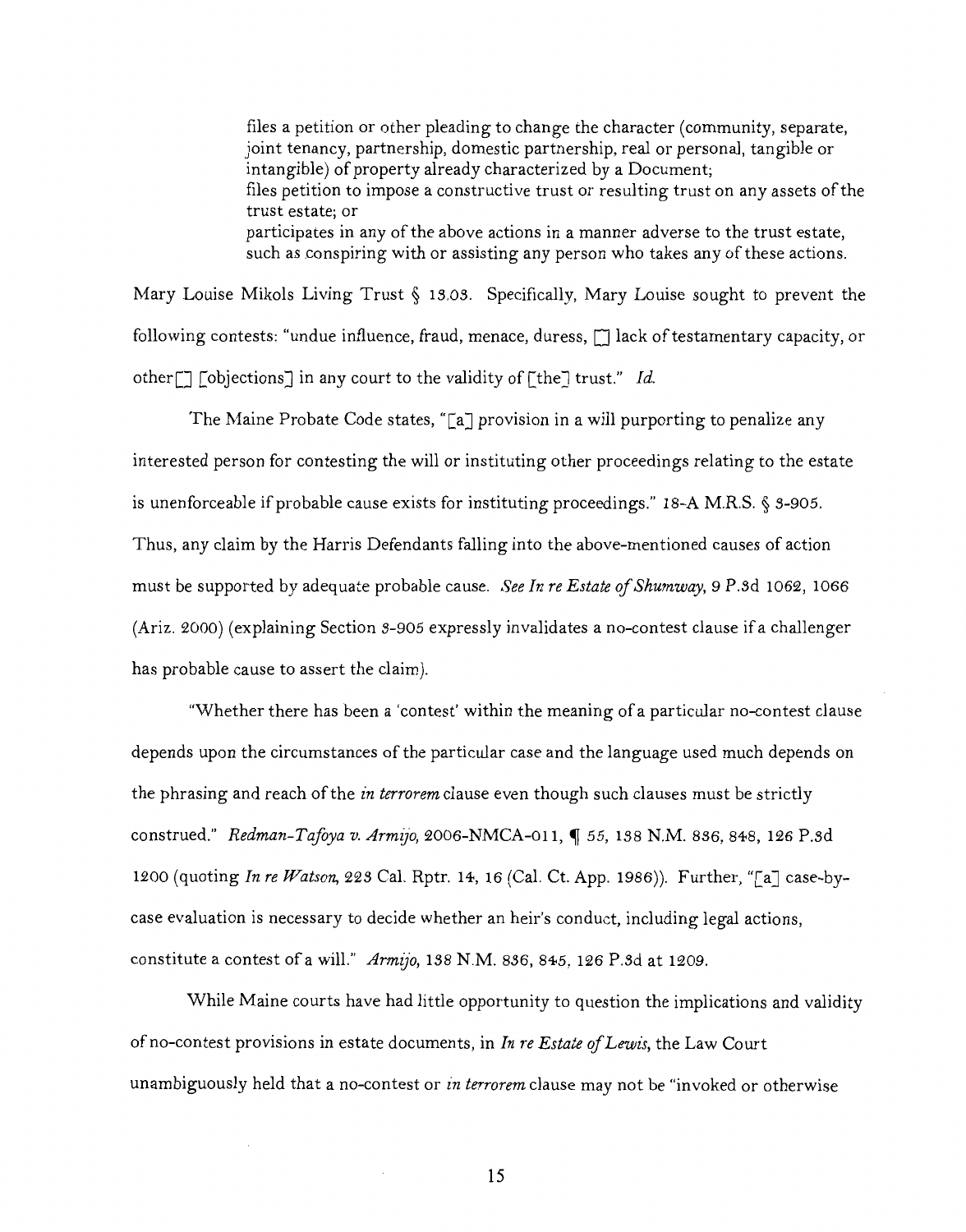> files a petition or other pleading to change the character (community, separate, joint tenancy, partnership, domestic partnership, real or personal, tangible or intangible) of property already characterized by a Document;
> files petition to impose a constructive trust or resulting trust on any assets of the trust estate; or
> participates in any of the above actions in a manner adverse to the trust estate, such as conspiring with or assisting any person who takes any of these actions.

Mary Louise Mikols Living Trust § 13.03. Specifically, Mary Louise sought to prevent the following contests: "undue influence, fraud, menace, duress, [] lack of testamentary capacity, or other[] [objections] in any court to the validity of [the] trust." *Id.*

The Maine Probate Code states, "[a] provision in a will purporting to penalize any interested person for contesting the will or instituting other proceedings relating to the estate is unenforceable if probable cause exists for instituting proceedings." 18-A M.R.S. § 3-905. Thus, any claim by the Harris Defendants falling into the above-mentioned causes of action must be supported by adequate probable cause. *See In re Estate of Shumway*, 9 P.3d 1062, 1066 (Ariz. 2000) (explaining Section 3-905 expressly invalidates a no-contest clause if a challenger has probable cause to assert the claim).

"Whether there has been a 'contest' within the meaning of a particular no-contest clause depends upon the circumstances of the particular case and the language used much depends on the phrasing and reach of the *in terrorem* clause even though such clauses must be strictly construed." *Redman-Tafoya v. Armijo*, 2006-NMCA-011, ¶ 55, 138 N.M. 836, 848, 126 P.3d 1200 (quoting *In re Watson*, 223 Cal. Rptr. 14, 16 (Cal. Ct. App. 1986)). Further, "[a] case-by-case evaluation is necessary to decide whether an heir's conduct, including legal actions, constitute a contest of a will." *Armijo*, 138 N.M. 836, 845, 126 P.3d at 1209.

While Maine courts have had little opportunity to question the implications and validity of no-contest provisions in estate documents, in *In re Estate of Lewis*, the Law Court unambiguously held that a no-contest or *in terrorem* clause may not be "invoked or otherwise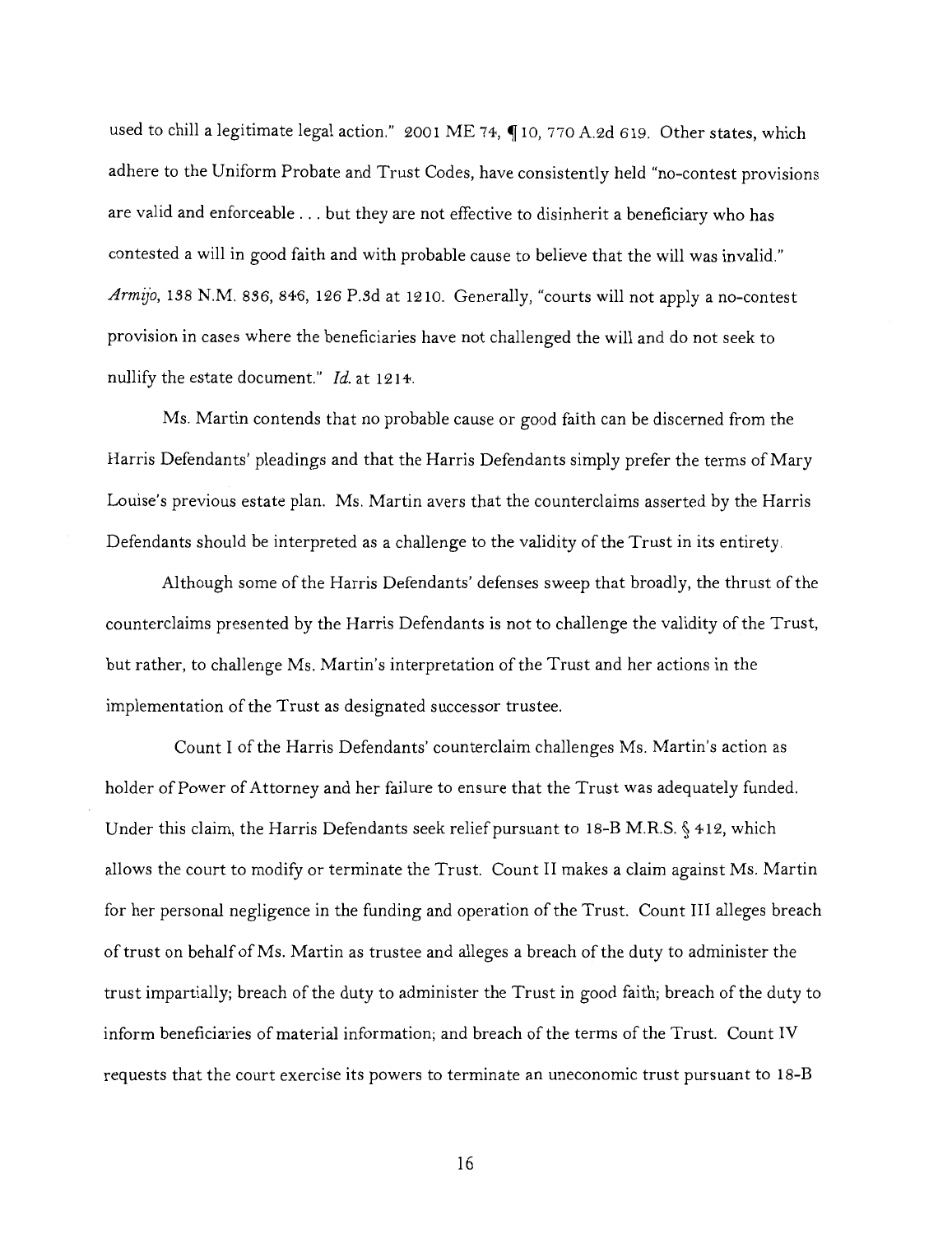used to chill a legitimate legal action." 2001 ME 74, ¶ 10, 770 A.2d 619. Other states, which adhere to the Uniform Probate and Trust Codes, have consistently held "no-contest provisions are valid and enforceable . . . but they are not effective to disinherit a beneficiary who has contested a will in good faith and with probable cause to believe that the will was invalid." *Armijo*, 138 N.M. 836, 846, 126 P.3d at 1210. Generally, "courts will not apply a no-contest provision in cases where the beneficiaries have not challenged the will and do not seek to nullify the estate document." *Id.* at 1214.

Ms. Martin contends that no probable cause or good faith can be discerned from the Harris Defendants' pleadings and that the Harris Defendants simply prefer the terms of Mary Louise's previous estate plan. Ms. Martin avers that the counterclaims asserted by the Harris Defendants should be interpreted as a challenge to the validity of the Trust in its entirety.

Although some of the Harris Defendants' defenses sweep that broadly, the thrust of the counterclaims presented by the Harris Defendants is not to challenge the validity of the Trust, but rather, to challenge Ms. Martin's interpretation of the Trust and her actions in the implementation of the Trust as designated successor trustee.

Count I of the Harris Defendants' counterclaim challenges Ms. Martin's action as holder of Power of Attorney and her failure to ensure that the Trust was adequately funded. Under this claim, the Harris Defendants seek relief pursuant to 18-B M.R.S. § 412, which allows the court to modify or terminate the Trust. Count II makes a claim against Ms. Martin for her personal negligence in the funding and operation of the Trust. Count III alleges breach of trust on behalf of Ms. Martin as trustee and alleges a breach of the duty to administer the trust impartially; breach of the duty to administer the Trust in good faith; breach of the duty to inform beneficiaries of material information; and breach of the terms of the Trust. Count IV requests that the court exercise its powers to terminate an uneconomic trust pursuant to 18-B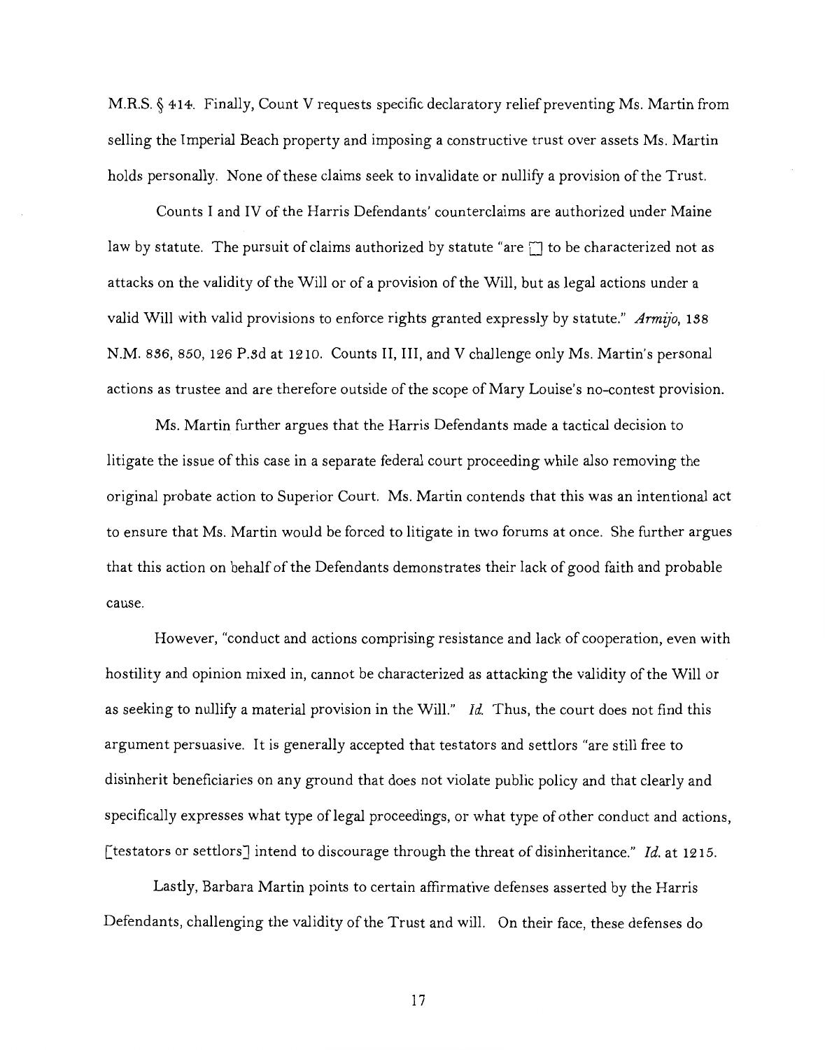M.R.S. § 414. Finally, Count V requests specific declaratory relief preventing Ms. Martin from selling the Imperial Beach property and imposing a constructive trust over assets Ms. Martin holds personally. None of these claims seek to invalidate or nullify a provision of the Trust.

Counts I and IV of the Harris Defendants' counterclaims are authorized under Maine law by statute. The pursuit of claims authorized by statute "are [] to be characterized not as attacks on the validity of the Will or of a provision of the Will, but as legal actions under a valid Will with valid provisions to enforce rights granted expressly by statute." *Armijo*, 138 N.M. 836, 850, 126 P.3d at 1210. Counts II, III, and V challenge only Ms. Martin's personal actions as trustee and are therefore outside of the scope of Mary Louise's no-contest provision.

Ms. Martin further argues that the Harris Defendants made a tactical decision to litigate the issue of this case in a separate federal court proceeding while also removing the original probate action to Superior Court. Ms. Martin contends that this was an intentional act to ensure that Ms. Martin would be forced to litigate in two forums at once. She further argues that this action on behalf of the Defendants demonstrates their lack of good faith and probable cause.

However, "conduct and actions comprising resistance and lack of cooperation, even with hostility and opinion mixed in, cannot be characterized as attacking the validity of the Will or as seeking to nullify a material provision in the Will." *Id.* Thus, the court does not find this argument persuasive. It is generally accepted that testators and settlors "are still free to disinherit beneficiaries on any ground that does not violate public policy and that clearly and specifically expresses what type of legal proceedings, or what type of other conduct and actions, [testators or settlors] intend to discourage through the threat of disinheritance." *Id.* at 1215.

Lastly, Barbara Martin points to certain affirmative defenses asserted by the Harris Defendants, challenging the validity of the Trust and will. On their face, these defenses do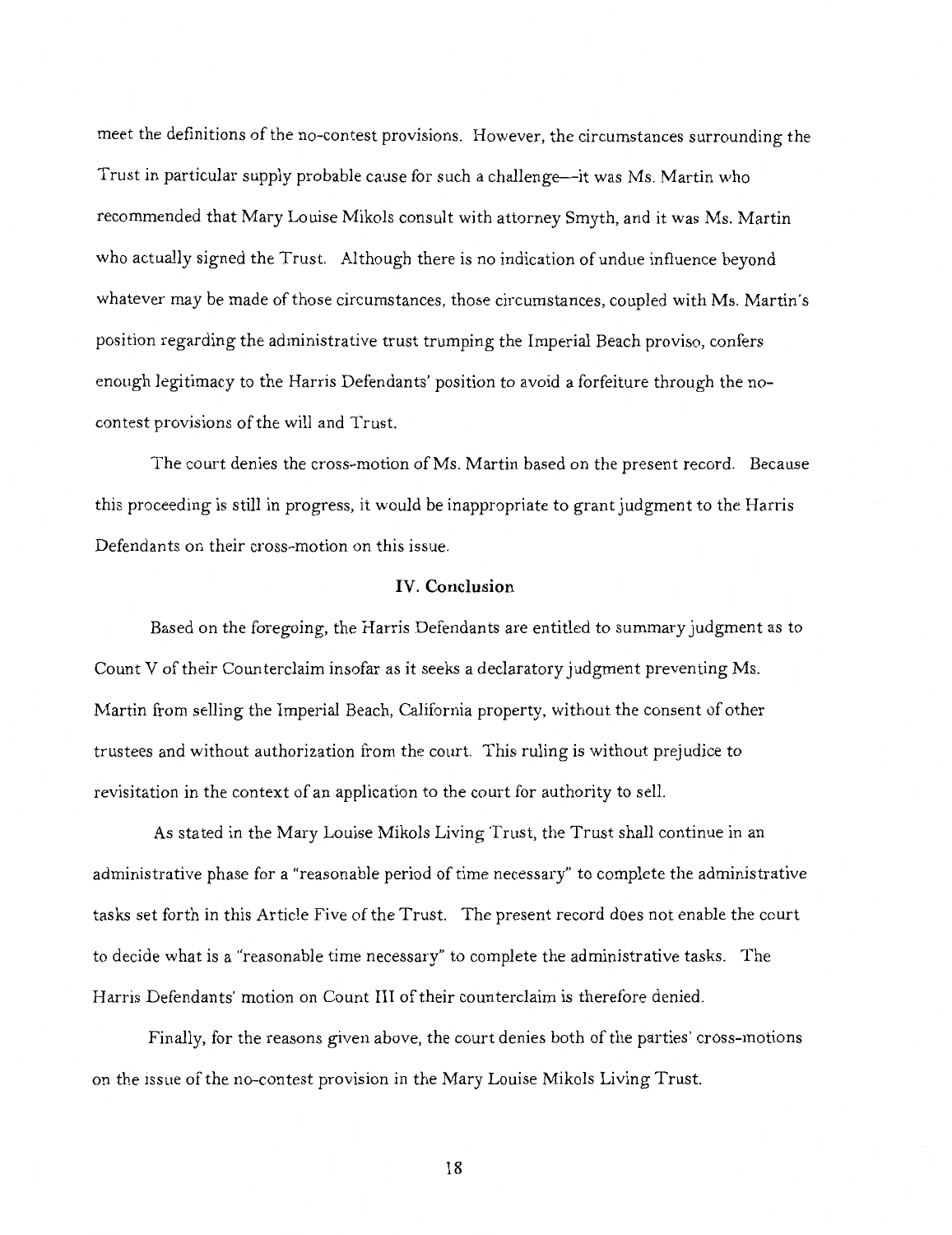meet the definitions of the no-contest provisions. However, the circumstances surrounding the Trust in particular supply probable cause for such a challenge—it was Ms. Martin who recommended that Mary Louise Mikols consult with attorney Smyth, and it was Ms. Martin who actually signed the Trust. Although there is no indication of undue influence beyond whatever may be made of those circumstances, those circumstances, coupled with Ms. Martin's position regarding the administrative trust trumping the Imperial Beach proviso, confers enough legitimacy to the Harris Defendants' position to avoid a forfeiture through the no-contest provisions of the will and Trust.

The court denies the cross-motion of Ms. Martin based on the present record. Because this proceeding is still in progress, it would be inappropriate to grant judgment to the Harris Defendants on their cross-motion on this issue.

## IV. Conclusion

Based on the foregoing, the Harris Defendants are entitled to summary judgment as to Count V of their Counterclaim insofar as it seeks a declaratory judgment preventing Ms. Martin from selling the Imperial Beach, California property, without the consent of other trustees and without authorization from the court. This ruling is without prejudice to revisitation in the context of an application to the court for authority to sell.

As stated in the Mary Louise Mikols Living Trust, the Trust shall continue in an administrative phase for a "reasonable period of time necessary" to complete the administrative tasks set forth in this Article Five of the Trust. The present record does not enable the court to decide what is a "reasonable time necessary" to complete the administrative tasks. The Harris Defendants' motion on Count III of their counterclaim is therefore denied.

Finally, for the reasons given above, the court denies both of the parties' cross-motions on the issue of the no-contest provision in the Mary Louise Mikols Living Trust.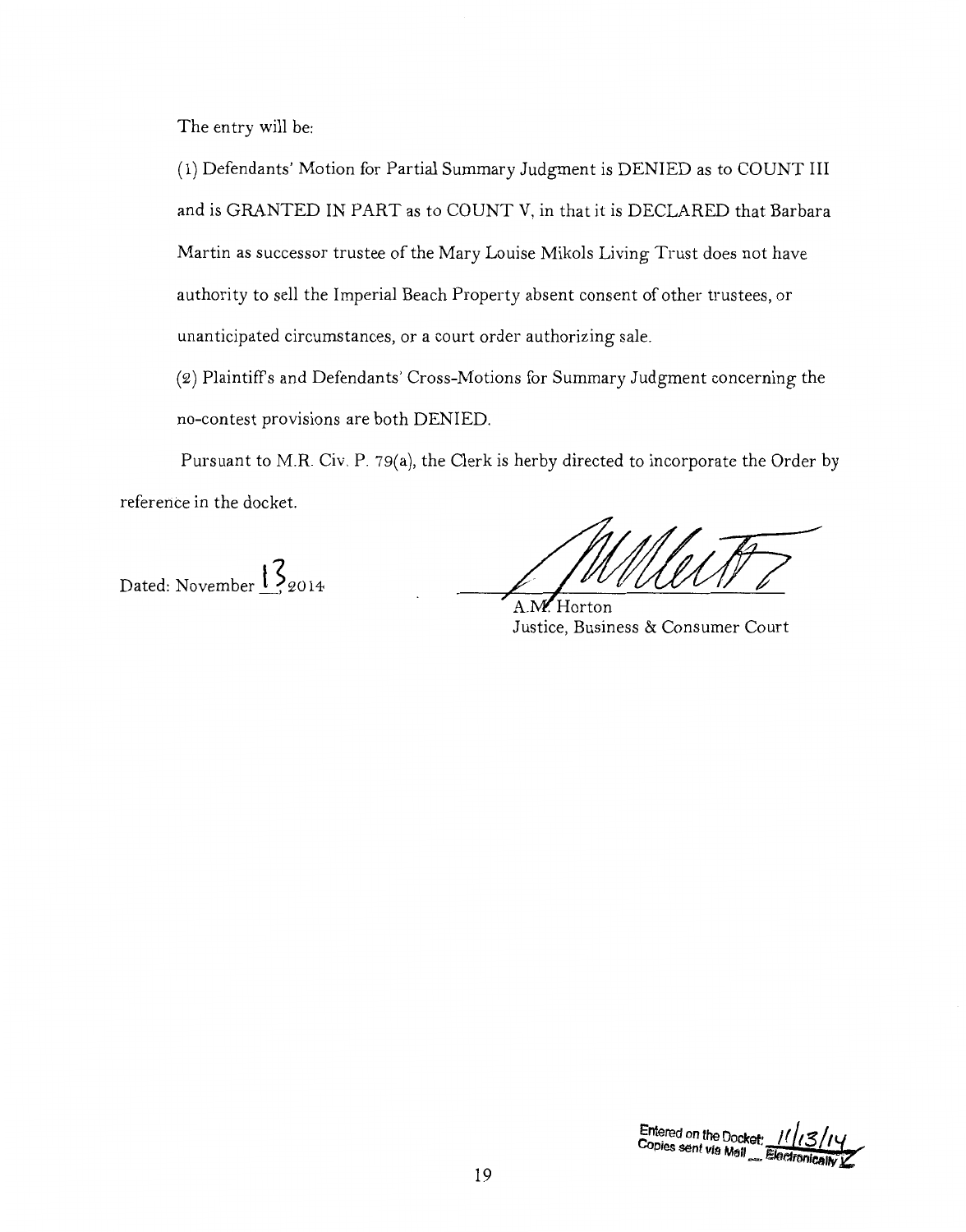The entry will be:

(1) Defendants' Motion for Partial Summary Judgment is DENIED as to COUNT III and is GRANTED IN PART as to COUNT V, in that it is DECLARED that Barbara Martin as successor trustee of the Mary Louise Mikols Living Trust does not have authority to sell the Imperial Beach Property absent consent of other trustees, or unanticipated circumstances, or a court order authorizing sale.

(2) Plaintiffs and Defendants' Cross-Motions for Summary Judgment concerning the no-contest provisions are both DENIED.

Pursuant to M.R. Civ. P. 79(a), the Clerk is herby directed to incorporate the Order by reference in the docket.

Dated: November 13, 2014

A.M. Horton
Justice, Business & Consumer Court

Entered on the Docket: 11/13/14
Copies sent via Mail ___ Electronically ✓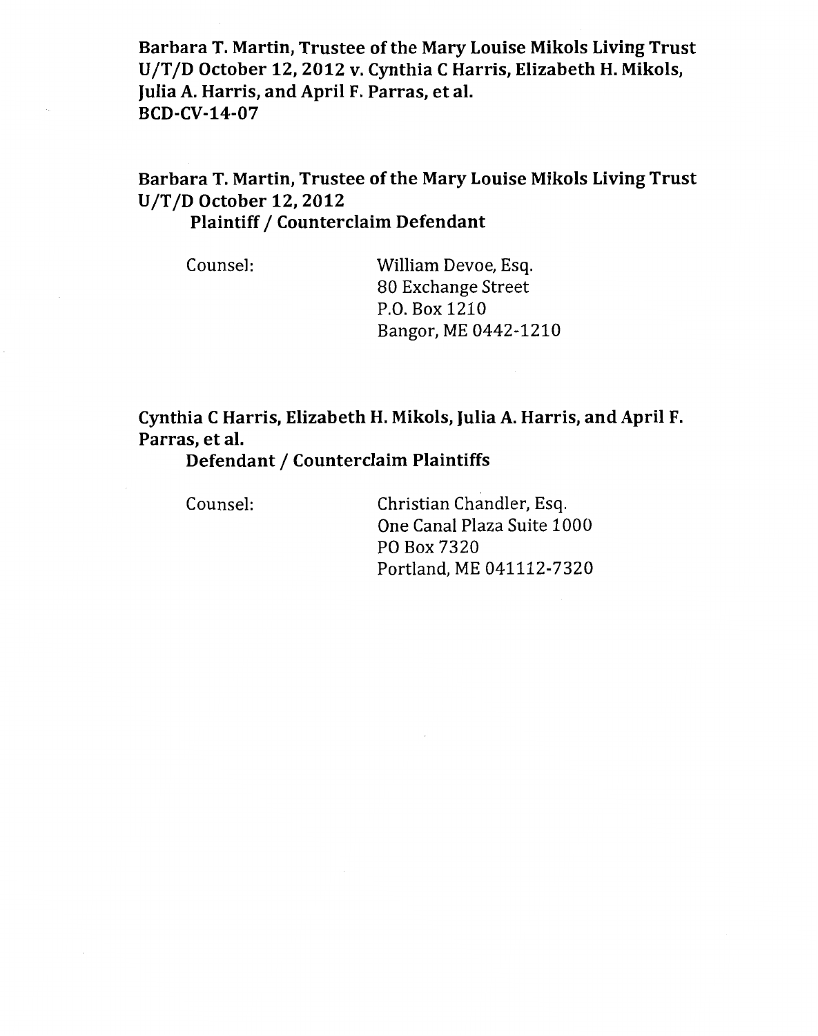**Barbara T. Martin, Trustee of the Mary Louise Mikols Living Trust U/T/D October 12, 2012 v. Cynthia C Harris, Elizabeth H. Mikols, Julia A. Harris, and April F. Parras, et al.**
**BCD-CV-14-07**

**Barbara T. Martin, Trustee of the Mary Louise Mikols Living Trust U/T/D October 12, 2012**
**Plaintiff / Counterclaim Defendant**

Counsel:

William Devoe, Esq.
80 Exchange Street
P.O. Box 1210
Bangor, ME 0442-1210

**Cynthia C Harris, Elizabeth H. Mikols, Julia A. Harris, and April F. Parras, et al.**
**Defendant / Counterclaim Plaintiffs**

Counsel:

Christian Chandler, Esq.
One Canal Plaza Suite 1000
PO Box 7320
Portland, ME 041112-7320